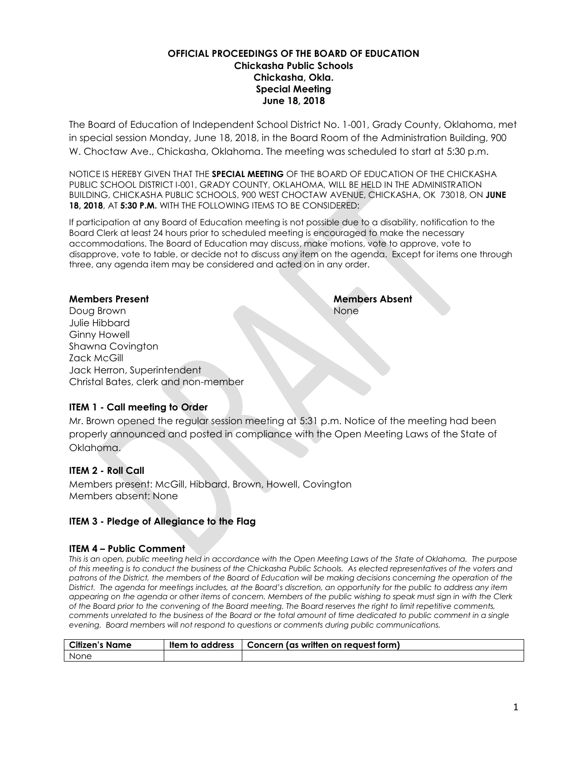**OFFICIAL PROCEEDINGS OF THE BOARD OF EDUCATION**
**Chickasha Public Schools**
**Chickasha, Okla.**
**Special Meeting**
**June 18, 2018**

The Board of Education of Independent School District No. 1-001, Grady County, Oklahoma, met in special session Monday, June 18, 2018, in the Board Room of the Administration Building, 900 W. Choctaw Ave., Chickasha, Oklahoma. The meeting was scheduled to start at 5:30 p.m.

NOTICE IS HEREBY GIVEN THAT THE **SPECIAL MEETING** OF THE BOARD OF EDUCATION OF THE CHICKASHA PUBLIC SCHOOL DISTRICT I-001, GRADY COUNTY, OKLAHOMA, WILL BE HELD IN THE ADMINISTRATION BUILDING, CHICKASHA PUBLIC SCHOOLS, 900 WEST CHOCTAW AVENUE, CHICKASHA, OK 73018, ON **JUNE 18, 2018**, AT **5:30 P.M.** WITH THE FOLLOWING ITEMS TO BE CONSIDERED:

If participation at any Board of Education meeting is not possible due to a disability, notification to the Board Clerk at least 24 hours prior to scheduled meeting is encouraged to make the necessary accommodations. The Board of Education may discuss, make motions, vote to approve, vote to disapprove, vote to table, or decide not to discuss any item on the agenda. Except for items one through three, any agenda item may be considered and acted on in any order.

**Members Present**
Doug Brown
Julie Hibbard
Ginny Howell
Shawna Covington
Zack McGill
Jack Herron, Superintendent
Christal Bates, clerk and non-member

**Members Absent**
None

### ITEM 1 - Call meeting to Order

Mr. Brown opened the regular session meeting at 5:31 p.m. Notice of the meeting had been properly announced and posted in compliance with the Open Meeting Laws of the State of Oklahoma.

### ITEM 2 - Roll Call

Members present: McGill, Hibbard, Brown, Howell, Covington
Members absent: None

### ITEM 3 - Pledge of Allegiance to the Flag

### ITEM 4 – Public Comment

*This is an open, public meeting held in accordance with the Open Meeting Laws of the State of Oklahoma. The purpose of this meeting is to conduct the business of the Chickasha Public Schools. As elected representatives of the voters and patrons of the District, the members of the Board of Education will be making decisions concerning the operation of the District. The agenda for meetings includes, at the Board's discretion, an opportunity for the public to address any item appearing on the agenda or other items of concern. Members of the public wishing to speak must sign in with the Clerk of the Board prior to the convening of the Board meeting. The Board reserves the right to limit repetitive comments, comments unrelated to the business of the Board or the total amount of time dedicated to public comment in a single evening. Board members will not respond to questions or comments during public communications.*

| Citizen's Name | Item to address | Concern (as written on request form) |
|---|---|---|
| None | | |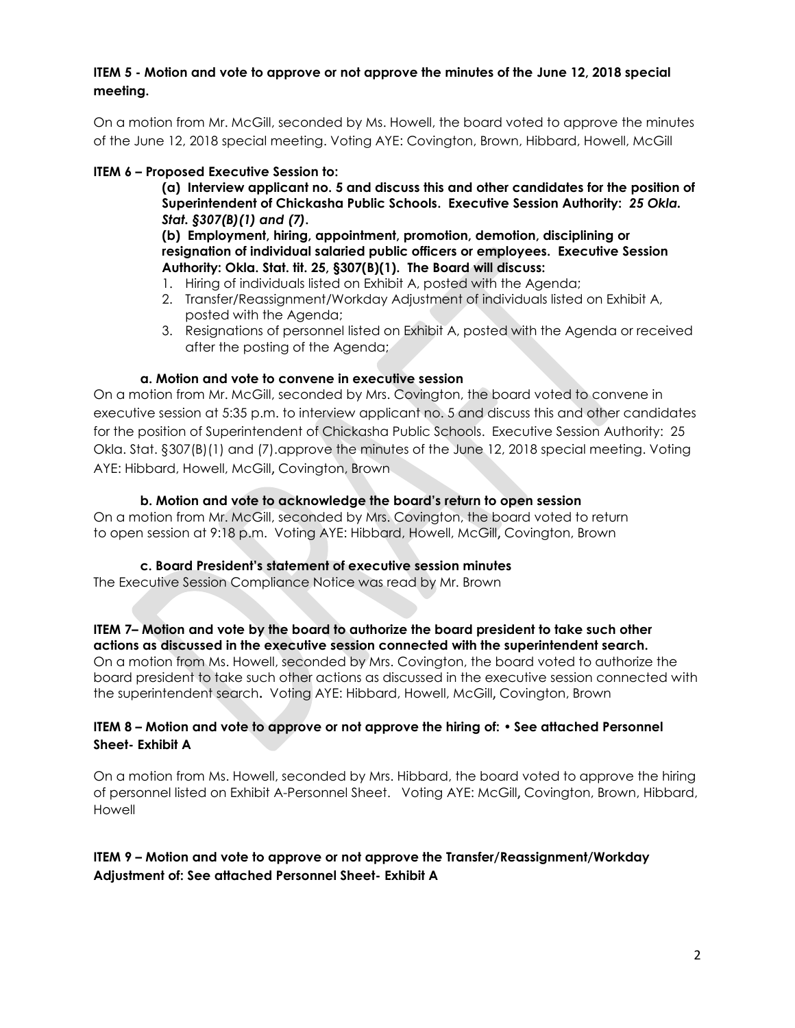**ITEM 5 - Motion and vote to approve or not approve the minutes of the June 12, 2018 special meeting.**

On a motion from Mr. McGill, seconded by Ms. Howell, the board voted to approve the minutes of the June 12, 2018 special meeting. Voting AYE: Covington, Brown, Hibbard, Howell, McGill

**ITEM 6 – Proposed Executive Session to:**

**(a) Interview applicant no. 5 and discuss this and other candidates for the position of Superintendent of Chickasha Public Schools. Executive Session Authority: *25 Okla. Stat. §307(B)(1) and (7)*.**

**(b) Employment, hiring, appointment, promotion, demotion, disciplining or resignation of individual salaried public officers or employees. Executive Session Authority: Okla. Stat. tit. 25, §307(B)(1). The Board will discuss:**

1. Hiring of individuals listed on Exhibit A, posted with the Agenda;
2. Transfer/Reassignment/Workday Adjustment of individuals listed on Exhibit A, posted with the Agenda;
3. Resignations of personnel listed on Exhibit A, posted with the Agenda or received after the posting of the Agenda;

**a. Motion and vote to convene in executive session**

On a motion from Mr. McGill, seconded by Mrs. Covington, the board voted to convene in executive session at 5:35 p.m. to interview applicant no. 5 and discuss this and other candidates for the position of Superintendent of Chickasha Public Schools. Executive Session Authority: 25 Okla. Stat. §307(B)(1) and (7).approve the minutes of the June 12, 2018 special meeting. Voting AYE: Hibbard, Howell, McGill**,** Covington, Brown

**b. Motion and vote to acknowledge the board's return to open session**

On a motion from Mr. McGill, seconded by Mrs. Covington, the board voted to return to open session at 9:18 p.m. Voting AYE: Hibbard, Howell, McGill**,** Covington, Brown

**c. Board President's statement of executive session minutes**

The Executive Session Compliance Notice was read by Mr. Brown

**ITEM 7– Motion and vote by the board to authorize the board president to take such other actions as discussed in the executive session connected with the superintendent search.**
On a motion from Ms. Howell, seconded by Mrs. Covington, the board voted to authorize the board president to take such other actions as discussed in the executive session connected with the superintendent search**.** Voting AYE: Hibbard, Howell, McGill**,** Covington, Brown

**ITEM 8 – Motion and vote to approve or not approve the hiring of: • See attached Personnel Sheet- Exhibit A**

On a motion from Ms. Howell, seconded by Mrs. Hibbard, the board voted to approve the hiring of personnel listed on Exhibit A-Personnel Sheet. Voting AYE: McGill**,** Covington, Brown, Hibbard, Howell

**ITEM 9 – Motion and vote to approve or not approve the Transfer/Reassignment/Workday Adjustment of: See attached Personnel Sheet- Exhibit A**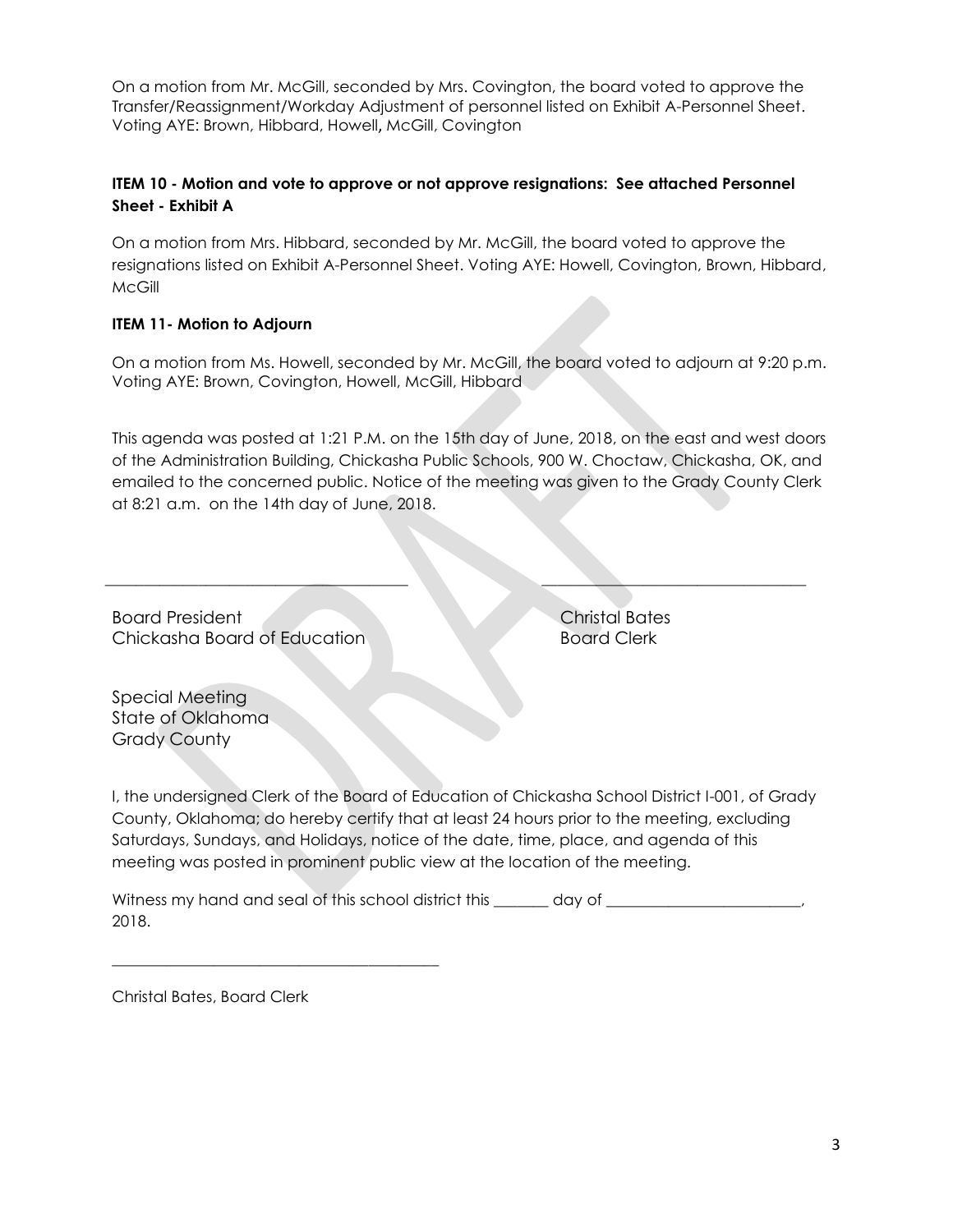On a motion from Mr. McGill, seconded by Mrs. Covington, the board voted to approve the Transfer/Reassignment/Workday Adjustment of personnel listed on Exhibit A-Personnel Sheet. Voting AYE: Brown, Hibbard, Howell**,** McGill, Covington

**ITEM 10 - Motion and vote to approve or not approve resignations: See attached Personnel Sheet - Exhibit A**

On a motion from Mrs. Hibbard, seconded by Mr. McGill, the board voted to approve the resignations listed on Exhibit A-Personnel Sheet. Voting AYE: Howell, Covington, Brown, Hibbard, McGill

**ITEM 11- Motion to Adjourn**

On a motion from Ms. Howell, seconded by Mr. McGill, the board voted to adjourn at 9:20 p.m. Voting AYE: Brown, Covington, Howell, McGill, Hibbard

This agenda was posted at 1:21 P.M. on the 15th day of June, 2018, on the east and west doors of the Administration Building, Chickasha Public Schools, 900 W. Choctaw, Chickasha, OK, and emailed to the concerned public. Notice of the meeting was given to the Grady County Clerk at 8:21 a.m. on the 14th day of June, 2018.

\_\_\_\_\_\_\_\_\_\_\_\_\_\_\_\_\_\_\_\_\_\_\_\_\_\_\_\_\_\_\_\_\_\_\_\_ \_\_\_\_\_\_\_\_\_\_\_\_\_\_\_\_\_\_\_\_\_\_\_\_\_\_\_\_\_\_\_\_\_\_

Board President
Chickasha Board of Education

Christal Bates
Board Clerk

Special Meeting
State of Oklahoma
Grady County

I, the undersigned Clerk of the Board of Education of Chickasha School District I-001, of Grady County, Oklahoma; do hereby certify that at least 24 hours prior to the meeting, excluding Saturdays, Sundays, and Holidays, notice of the date, time, place, and agenda of this meeting was posted in prominent public view at the location of the meeting.

Witness my hand and seal of this school district this \_\_\_\_\_\_\_ day of \_\_\_\_\_\_\_\_\_\_\_\_\_\_\_\_\_\_\_\_\_\_\_\_\_, 2018.

\_\_\_\_\_\_\_\_\_\_\_\_\_\_\_\_\_\_\_\_\_\_\_\_\_\_\_\_\_\_\_\_\_\_\_\_\_\_\_\_

Christal Bates, Board Clerk